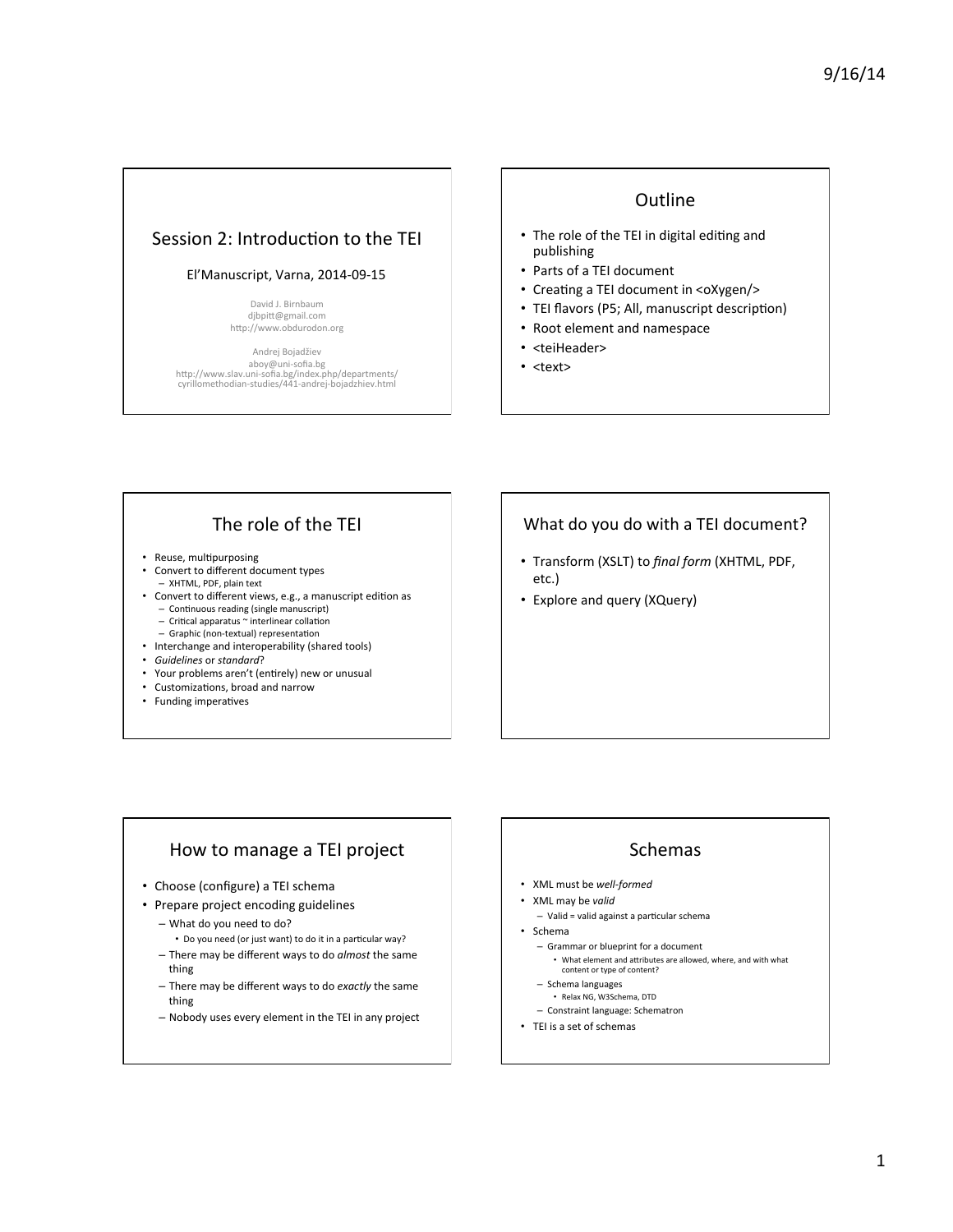## Session 2: Introduction to the TEI

El'Manuscript, Varna, 2014-09-15

David J. Birnbaum
djbpitt@gmail.com
http://www.obdurodon.org

Andrej Bojadžiev
aboy@uni-sofia.bg
http://www.slav.uni-sofia.bg/index.php/departments/cyrillomethodian-studies/441-andrej-bojadzhiev.html

## Outline

- The role of the TEI in digital editing and publishing
- Parts of a TEI document
- Creating a TEI document in <oXygen/>
- TEI flavors (P5; All, manuscript description)
- Root element and namespace
- <teiHeader>
- <text>

## The role of the TEI

- Reuse, multipurposing
- Convert to different document types
  - XHTML, PDF, plain text
- Convert to different views, e.g., a manuscript edition as
  - Continuous reading (single manuscript)
  - Critical apparatus ~ interlinear collation
  - Graphic (non-textual) representation
- Interchange and interoperability (shared tools)
- *Guidelines* or *standard*?
- Your problems aren't (entirely) new or unusual
- Customizations, broad and narrow
- Funding imperatives

## What do you do with a TEI document?

- Transform (XSLT) to *final form* (XHTML, PDF, etc.)
- Explore and query (XQuery)

## How to manage a TEI project

- Choose (configure) a TEI schema
- Prepare project encoding guidelines
  - What do you need to do?
    - Do you need (or just want) to do it in a particular way?
  - There may be different ways to do *almost* the same thing
  - There may be different ways to do *exactly* the same thing
  - Nobody uses every element in the TEI in any project

## Schemas

- XML must be *well-formed*
- XML may be *valid*
  - Valid = valid against a particular schema
- Schema
  - Grammar or blueprint for a document
    - What element and attributes are allowed, where, and with what content or type of content?
  - Schema languages
    - Relax NG, W3Schema, DTD
  - Constraint language: Schematron
- TEI is a set of schemas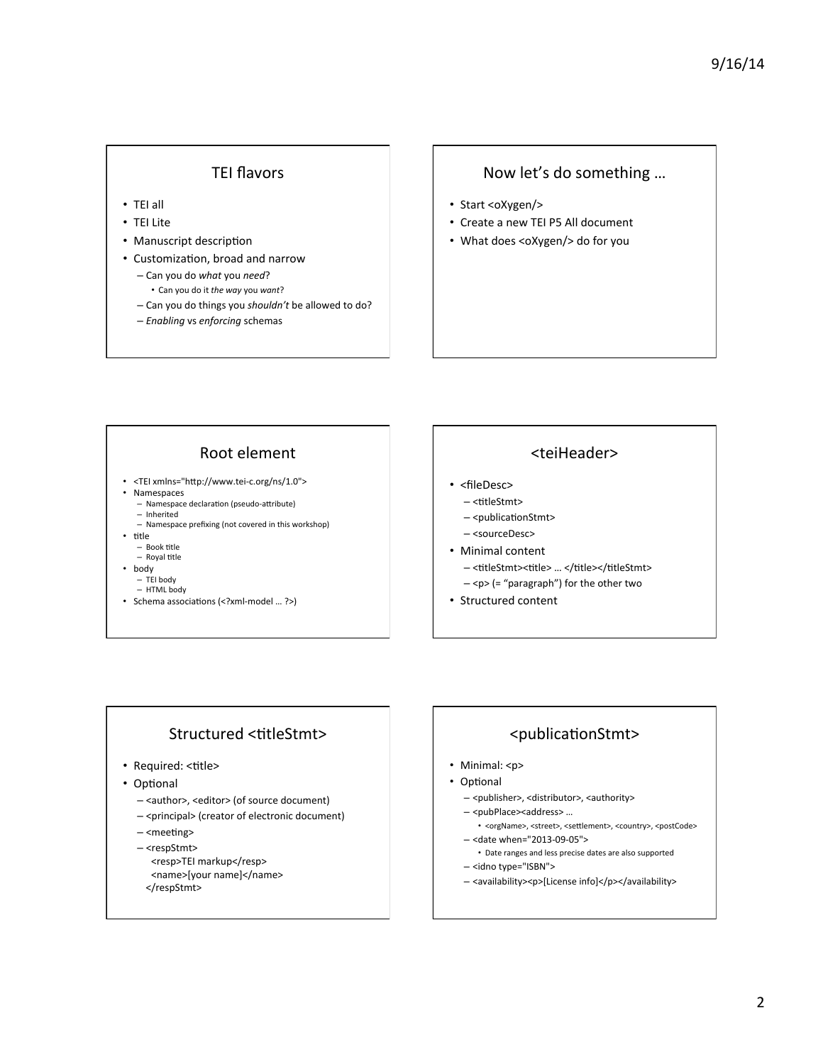## TEI flavors

- TEI all
- TEI Lite
- Manuscript description
- Customization, broad and narrow
  - Can you do *what* you *need*?
    - Can you do it *the way* you *want*?
  - Can you do things you *shouldn't* be allowed to do?
  - *Enabling* vs *enforcing* schemas

## Now let's do something …

- Start <oXygen/>
- Create a new TEI P5 All document
- What does <oXygen/> do for you

## Root element

- <TEI xmlns="http://www.tei-c.org/ns/1.0">
- Namespaces
  - Namespace declaration (pseudo-attribute)
  - Inherited
  - Namespace prefixing (not covered in this workshop)
- title
  - Book title
  - Royal title
- body
  - TEI body
  - HTML body
- Schema associations (<?xml-model … ?>)

## <teiHeader>

- <fileDesc>
  - <titleStmt>
  - <publicationStmt>
  - <sourceDesc>
- Minimal content
  - <titleStmt><title> … </title></titleStmt>
  - <p> (= "paragraph") for the other two
- Structured content

## Structured <titleStmt>

- Required: <title>
- Optional
  - <author>, <editor> (of source document)
  - <principal> (creator of electronic document)
  - <meeting>
  - <respStmt>
    ```
    <resp>TEI markup</resp>
    <name>[your name]</name>
    </respStmt>
    ```

## <publicationStmt>

- Minimal: <p>
- Optional
  - <publisher>, <distributor>, <authority>
  - <pubPlace><address> …
    - <orgName>, <street>, <settlement>, <country>, <postCode>
  - <date when="2013-09-05">
    - Date ranges and less precise dates are also supported
  - <idno type="ISBN">
  - <availability><p>[License info]</p></availability>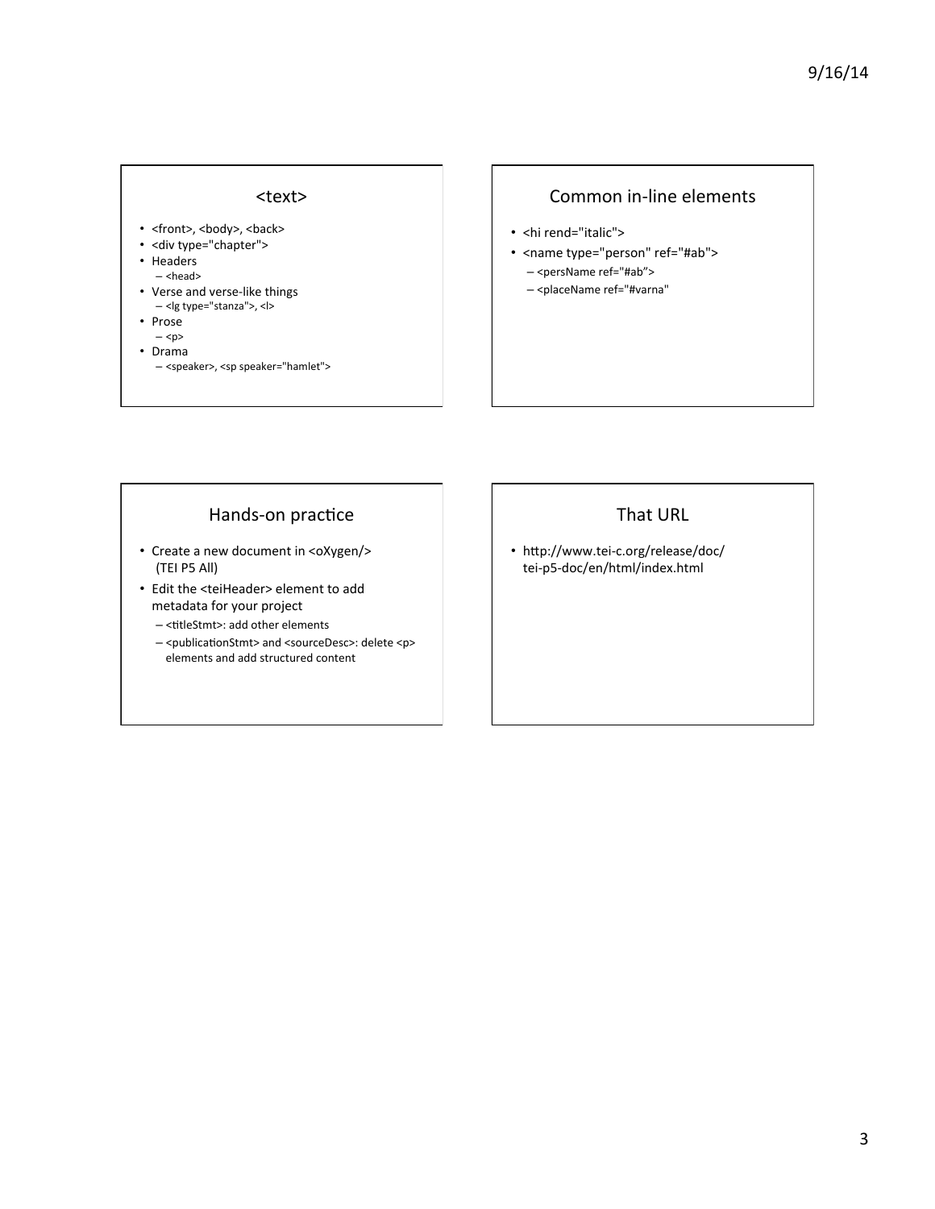## <text>

- <front>, <body>, <back>
- <div type="chapter">
- Headers
  - <head>
- Verse and verse-like things
  - <lg type="stanza">, <l>
- Prose
  - <p>
- Drama
  - <speaker>, <sp speaker="hamlet">

## Common in-line elements

- <hi rend="italic">
- <name type="person" ref="#ab">
  - <persName ref="#ab">
  - <placeName ref="#varna"

## Hands-on practice

- Create a new document in <oXygen/> (TEI P5 All)
- Edit the <teiHeader> element to add metadata for your project
  - <titleStmt>: add other elements
  - <publicationStmt> and <sourceDesc>: delete <p> elements and add structured content

## That URL

- http://www.tei-c.org/release/doc/tei-p5-doc/en/html/index.html